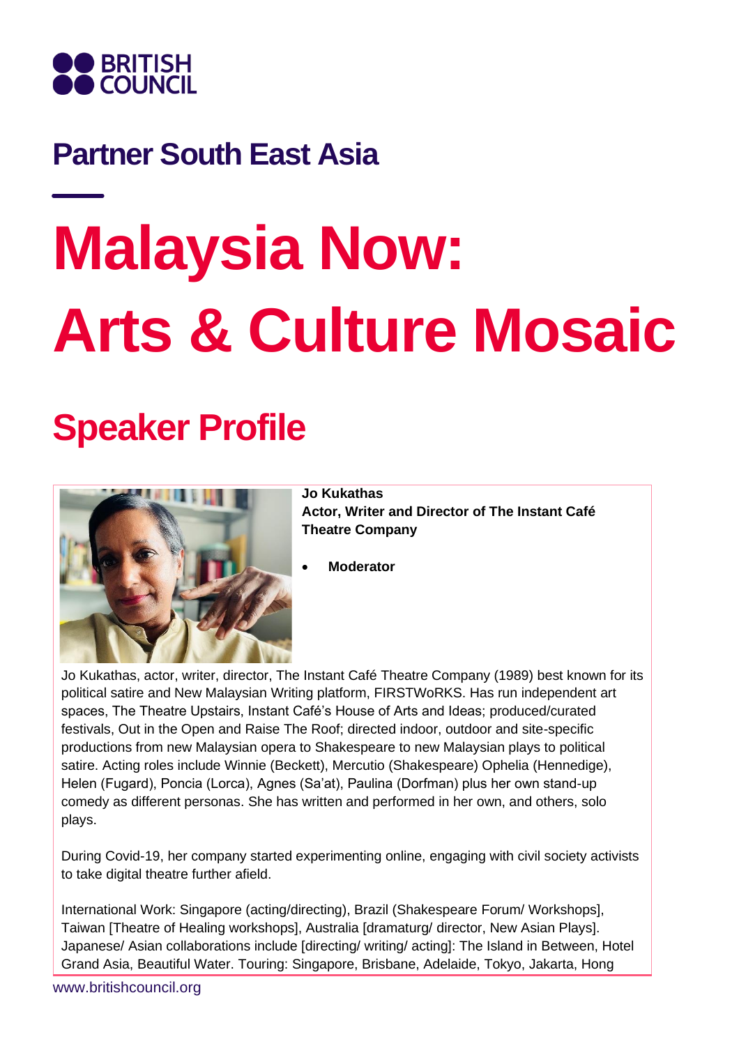# Partner South East Asia

# Malaysia Now: Arts & Culture Mosaic

## Speaker Profile

**Jo Kukathas**
**Actor, Writer and Director of The Instant Café Theatre Company**

- **Moderator**

Jo Kukathas, actor, writer, director, The Instant Café Theatre Company (1989) best known for its political satire and New Malaysian Writing platform, FIRSTWoRKS. Has run independent art spaces, The Theatre Upstairs, Instant Café's House of Arts and Ideas; produced/curated festivals, Out in the Open and Raise The Roof; directed indoor, outdoor and site-specific productions from new Malaysian opera to Shakespeare to new Malaysian plays to political satire. Acting roles include Winnie (Beckett), Mercutio (Shakespeare) Ophelia (Hennedige), Helen (Fugard), Poncia (Lorca), Agnes (Sa'at), Paulina (Dorfman) plus her own stand-up comedy as different personas. She has written and performed in her own, and others, solo plays.

During Covid-19, her company started experimenting online, engaging with civil society activists to take digital theatre further afield.

International Work: Singapore (acting/directing), Brazil (Shakespeare Forum/ Workshops], Taiwan [Theatre of Healing workshops], Australia [dramaturg/ director, New Asian Plays]. Japanese/ Asian collaborations include [directing/ writing/ acting]: The Island in Between, Hotel Grand Asia, Beautiful Water. Touring: Singapore, Brisbane, Adelaide, Tokyo, Jakarta, Hong

www.britishcouncil.org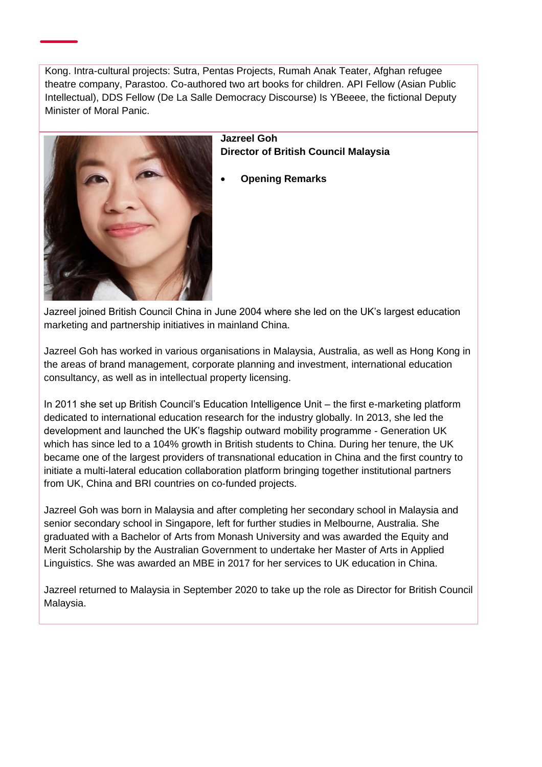Kong. Intra-cultural projects: Sutra, Pentas Projects, Rumah Anak Teater, Afghan refugee theatre company, Parastoo. Co-authored two art books for children. API Fellow (Asian Public Intellectual), DDS Fellow (De La Salle Democracy Discourse) Is YBeeee, the fictional Deputy Minister of Moral Panic.

**Jazreel Goh**
**Director of British Council Malaysia**

- **Opening Remarks**

Jazreel joined British Council China in June 2004 where she led on the UK's largest education marketing and partnership initiatives in mainland China.

Jazreel Goh has worked in various organisations in Malaysia, Australia, as well as Hong Kong in the areas of brand management, corporate planning and investment, international education consultancy, as well as in intellectual property licensing.

In 2011 she set up British Council's Education Intelligence Unit – the first e-marketing platform dedicated to international education research for the industry globally. In 2013, she led the development and launched the UK's flagship outward mobility programme - Generation UK which has since led to a 104% growth in British students to China. During her tenure, the UK became one of the largest providers of transnational education in China and the first country to initiate a multi-lateral education collaboration platform bringing together institutional partners from UK, China and BRI countries on co-funded projects.

Jazreel Goh was born in Malaysia and after completing her secondary school in Malaysia and senior secondary school in Singapore, left for further studies in Melbourne, Australia. She graduated with a Bachelor of Arts from Monash University and was awarded the Equity and Merit Scholarship by the Australian Government to undertake her Master of Arts in Applied Linguistics. She was awarded an MBE in 2017 for her services to UK education in China.

Jazreel returned to Malaysia in September 2020 to take up the role as Director for British Council Malaysia.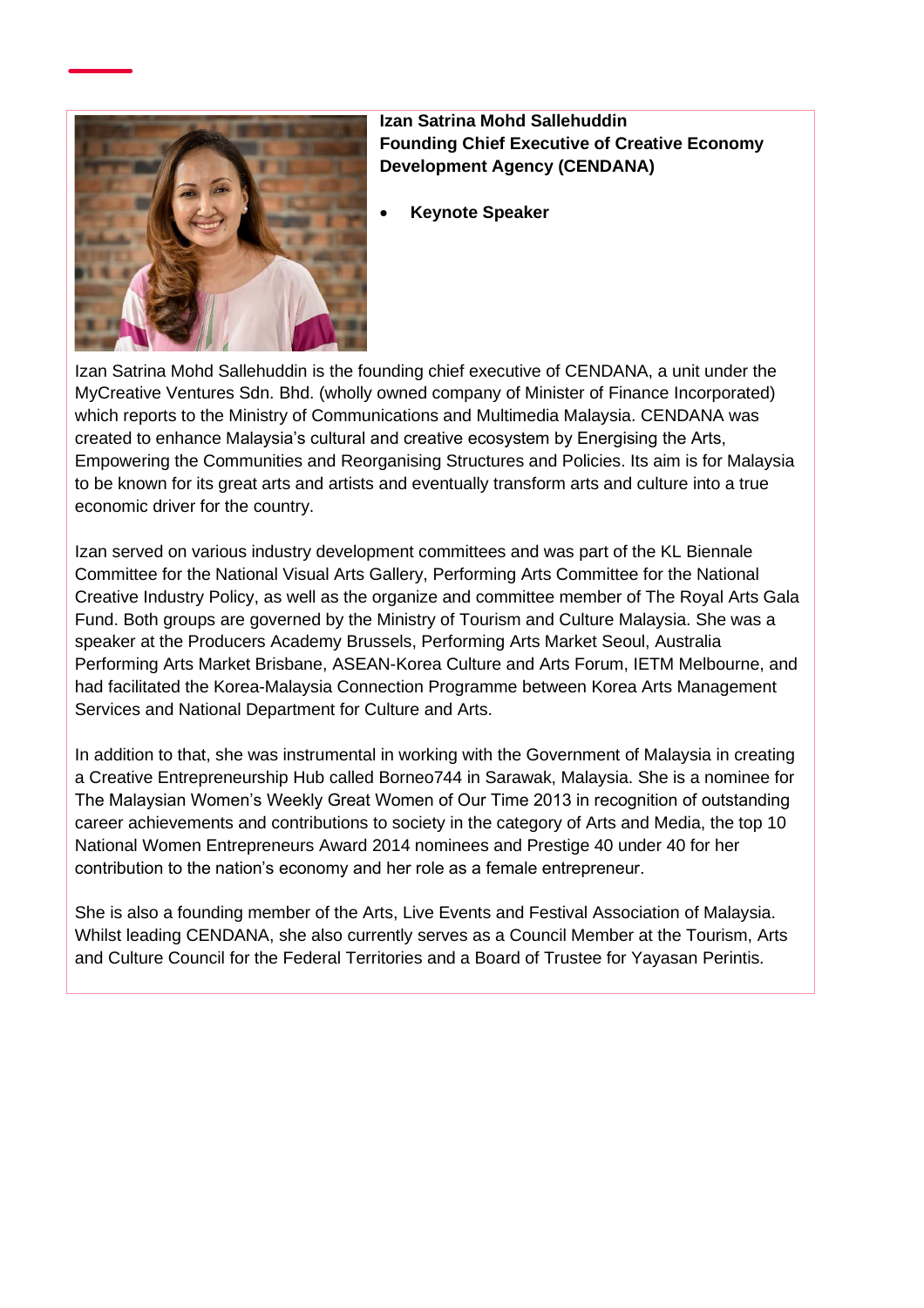**Izan Satrina Mohd Sallehuddin**
**Founding Chief Executive of Creative Economy Development Agency (CENDANA)**

- **Keynote Speaker**

Izan Satrina Mohd Sallehuddin is the founding chief executive of CENDANA, a unit under the MyCreative Ventures Sdn. Bhd. (wholly owned company of Minister of Finance Incorporated) which reports to the Ministry of Communications and Multimedia Malaysia. CENDANA was created to enhance Malaysia's cultural and creative ecosystem by Energising the Arts, Empowering the Communities and Reorganising Structures and Policies. Its aim is for Malaysia to be known for its great arts and artists and eventually transform arts and culture into a true economic driver for the country.

Izan served on various industry development committees and was part of the KL Biennale Committee for the National Visual Arts Gallery, Performing Arts Committee for the National Creative Industry Policy, as well as the organize and committee member of The Royal Arts Gala Fund. Both groups are governed by the Ministry of Tourism and Culture Malaysia. She was a speaker at the Producers Academy Brussels, Performing Arts Market Seoul, Australia Performing Arts Market Brisbane, ASEAN-Korea Culture and Arts Forum, IETM Melbourne, and had facilitated the Korea-Malaysia Connection Programme between Korea Arts Management Services and National Department for Culture and Arts.

In addition to that, she was instrumental in working with the Government of Malaysia in creating a Creative Entrepreneurship Hub called Borneo744 in Sarawak, Malaysia. She is a nominee for The Malaysian Women's Weekly Great Women of Our Time 2013 in recognition of outstanding career achievements and contributions to society in the category of Arts and Media, the top 10 National Women Entrepreneurs Award 2014 nominees and Prestige 40 under 40 for her contribution to the nation's economy and her role as a female entrepreneur.

She is also a founding member of the Arts, Live Events and Festival Association of Malaysia. Whilst leading CENDANA, she also currently serves as a Council Member at the Tourism, Arts and Culture Council for the Federal Territories and a Board of Trustee for Yayasan Perintis.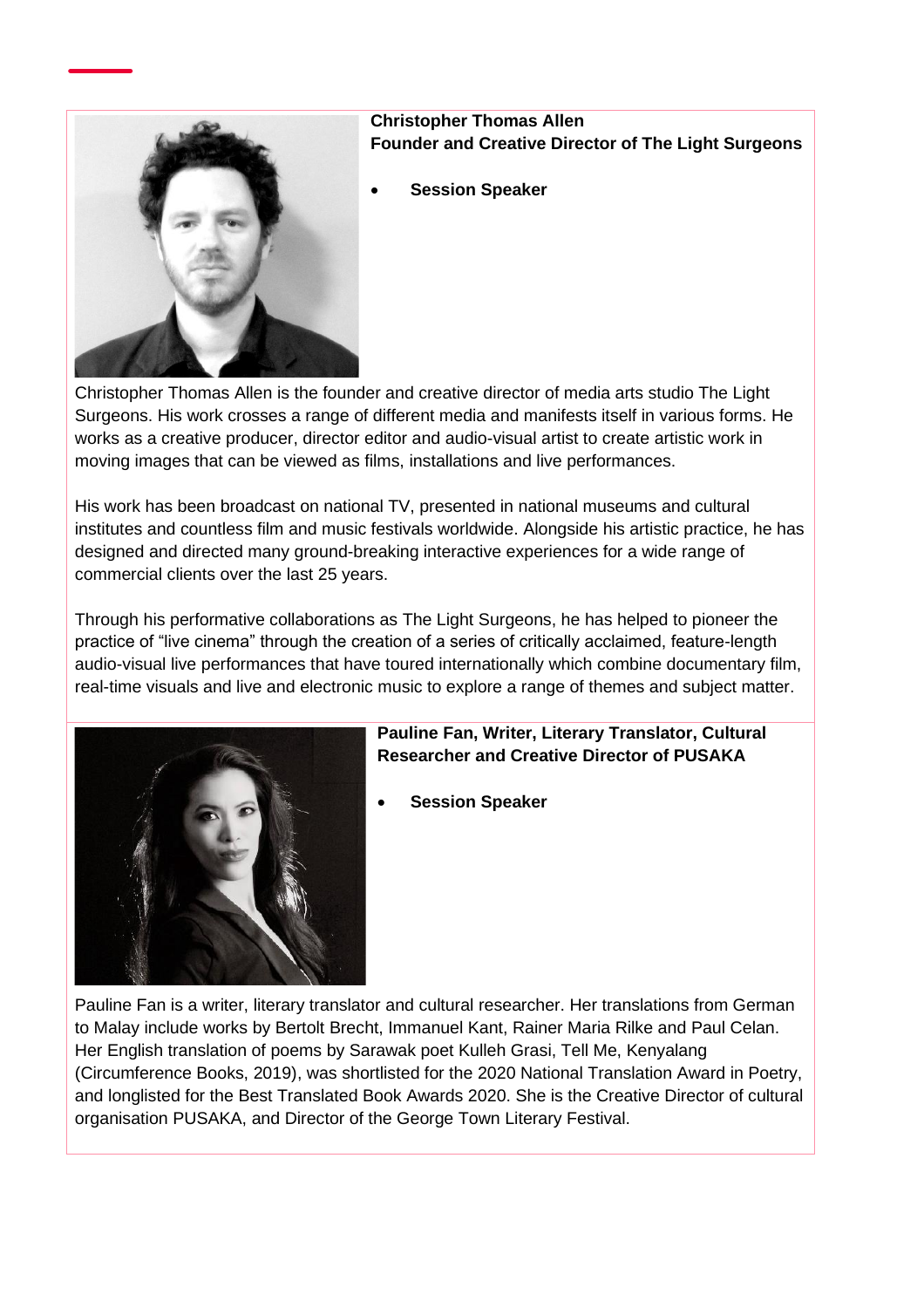**Christopher Thomas Allen**
**Founder and Creative Director of The Light Surgeons**

- **Session Speaker**

Christopher Thomas Allen is the founder and creative director of media arts studio The Light Surgeons. His work crosses a range of different media and manifests itself in various forms. He works as a creative producer, director editor and audio-visual artist to create artistic work in moving images that can be viewed as films, installations and live performances.

His work has been broadcast on national TV, presented in national museums and cultural institutes and countless film and music festivals worldwide. Alongside his artistic practice, he has designed and directed many ground-breaking interactive experiences for a wide range of commercial clients over the last 25 years.

Through his performative collaborations as The Light Surgeons, he has helped to pioneer the practice of "live cinema" through the creation of a series of critically acclaimed, feature-length audio-visual live performances that have toured internationally which combine documentary film, real-time visuals and live and electronic music to explore a range of themes and subject matter.

**Pauline Fan, Writer, Literary Translator, Cultural Researcher and Creative Director of PUSAKA**

- **Session Speaker**

Pauline Fan is a writer, literary translator and cultural researcher. Her translations from German to Malay include works by Bertolt Brecht, Immanuel Kant, Rainer Maria Rilke and Paul Celan. Her English translation of poems by Sarawak poet Kulleh Grasi, Tell Me, Kenyalang (Circumference Books, 2019), was shortlisted for the 2020 National Translation Award in Poetry, and longlisted for the Best Translated Book Awards 2020. She is the Creative Director of cultural organisation PUSAKA, and Director of the George Town Literary Festival.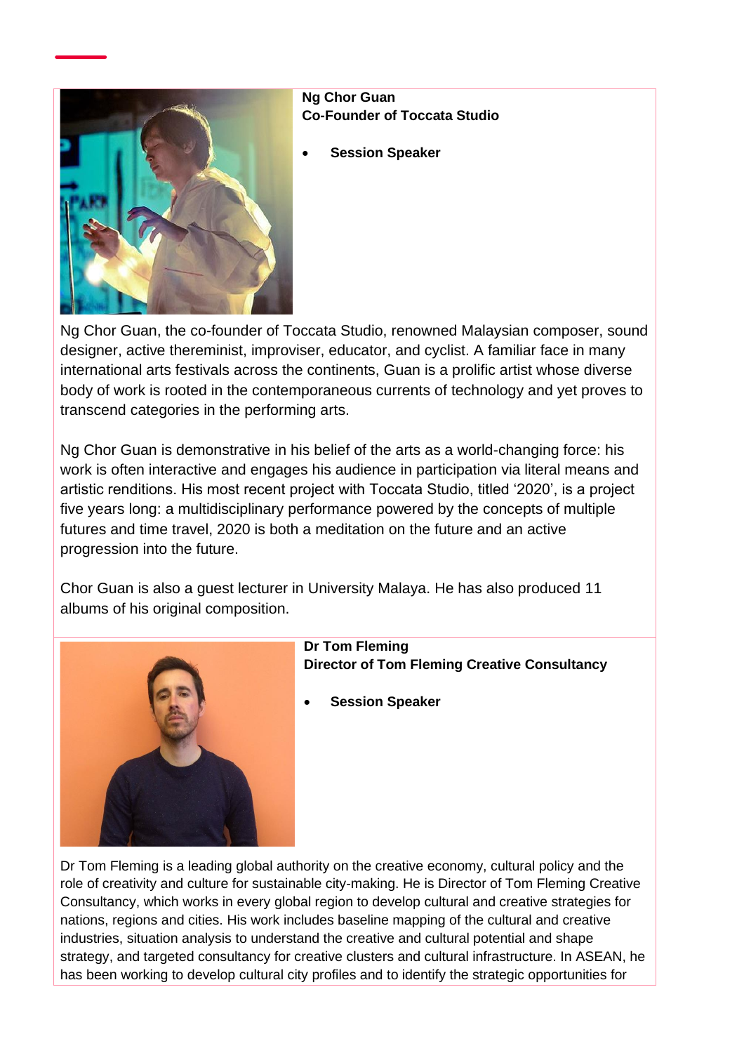**Ng Chor Guan**
**Co-Founder of Toccata Studio**

- **Session Speaker**

Ng Chor Guan, the co-founder of Toccata Studio, renowned Malaysian composer, sound designer, active thereminist, improviser, educator, and cyclist. A familiar face in many international arts festivals across the continents, Guan is a prolific artist whose diverse body of work is rooted in the contemporaneous currents of technology and yet proves to transcend categories in the performing arts.

Ng Chor Guan is demonstrative in his belief of the arts as a world-changing force: his work is often interactive and engages his audience in participation via literal means and artistic renditions. His most recent project with Toccata Studio, titled '2020', is a project five years long: a multidisciplinary performance powered by the concepts of multiple futures and time travel, 2020 is both a meditation on the future and an active progression into the future.

Chor Guan is also a guest lecturer in University Malaya. He has also produced 11 albums of his original composition.

**Dr Tom Fleming**
**Director of Tom Fleming Creative Consultancy**

- **Session Speaker**

Dr Tom Fleming is a leading global authority on the creative economy, cultural policy and the role of creativity and culture for sustainable city-making. He is Director of Tom Fleming Creative Consultancy, which works in every global region to develop cultural and creative strategies for nations, regions and cities. His work includes baseline mapping of the cultural and creative industries, situation analysis to understand the creative and cultural potential and shape strategy, and targeted consultancy for creative clusters and cultural infrastructure. In ASEAN, he has been working to develop cultural city profiles and to identify the strategic opportunities for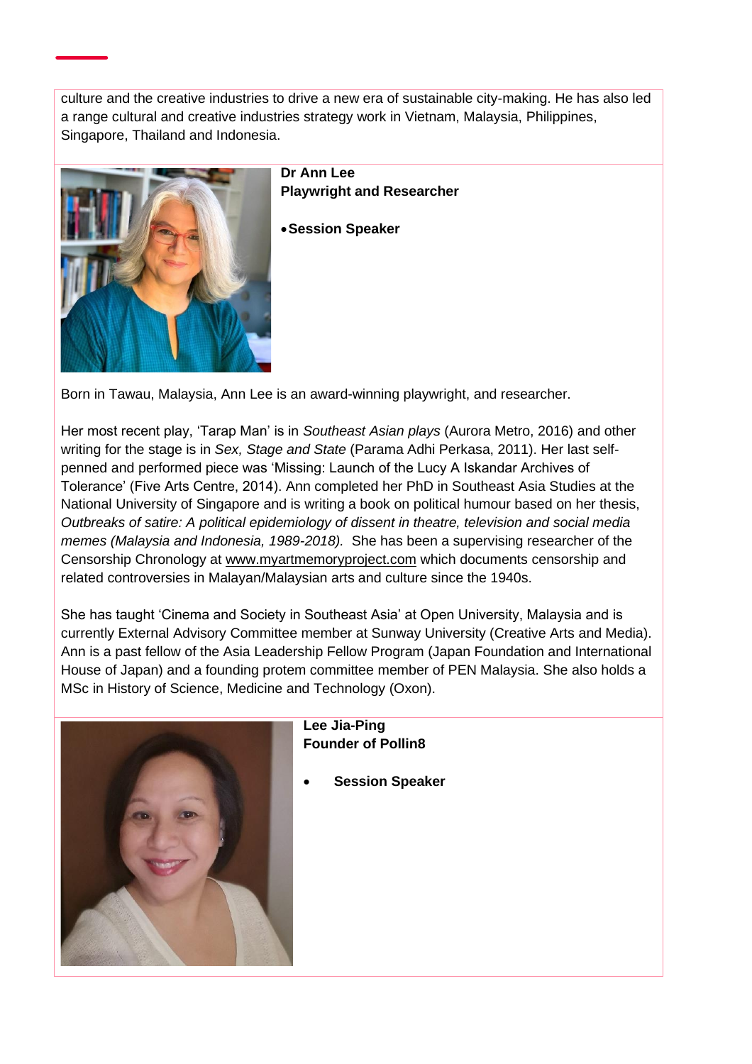culture and the creative industries to drive a new era of sustainable city-making. He has also led a range cultural and creative industries strategy work in Vietnam, Malaysia, Philippines, Singapore, Thailand and Indonesia.

**Dr Ann Lee**
**Playwright and Researcher**

- **Session Speaker**

Born in Tawau, Malaysia, Ann Lee is an award-winning playwright, and researcher.

Her most recent play, 'Tarap Man' is in *Southeast Asian plays* (Aurora Metro, 2016) and other writing for the stage is in *Sex, Stage and State* (Parama Adhi Perkasa, 2011). Her last self-penned and performed piece was 'Missing: Launch of the Lucy A Iskandar Archives of Tolerance' (Five Arts Centre, 2014). Ann completed her PhD in Southeast Asia Studies at the National University of Singapore and is writing a book on political humour based on her thesis, *Outbreaks of satire: A political epidemiology of dissent in theatre, television and social media memes (Malaysia and Indonesia, 1989-2018).* She has been a supervising researcher of the Censorship Chronology at www.myartmemoryproject.com which documents censorship and related controversies in Malayan/Malaysian arts and culture since the 1940s.

She has taught 'Cinema and Society in Southeast Asia' at Open University, Malaysia and is currently External Advisory Committee member at Sunway University (Creative Arts and Media). Ann is a past fellow of the Asia Leadership Fellow Program (Japan Foundation and International House of Japan) and a founding protem committee member of PEN Malaysia. She also holds a MSc in History of Science, Medicine and Technology (Oxon).

**Lee Jia-Ping**
**Founder of Pollin8**

- **Session Speaker**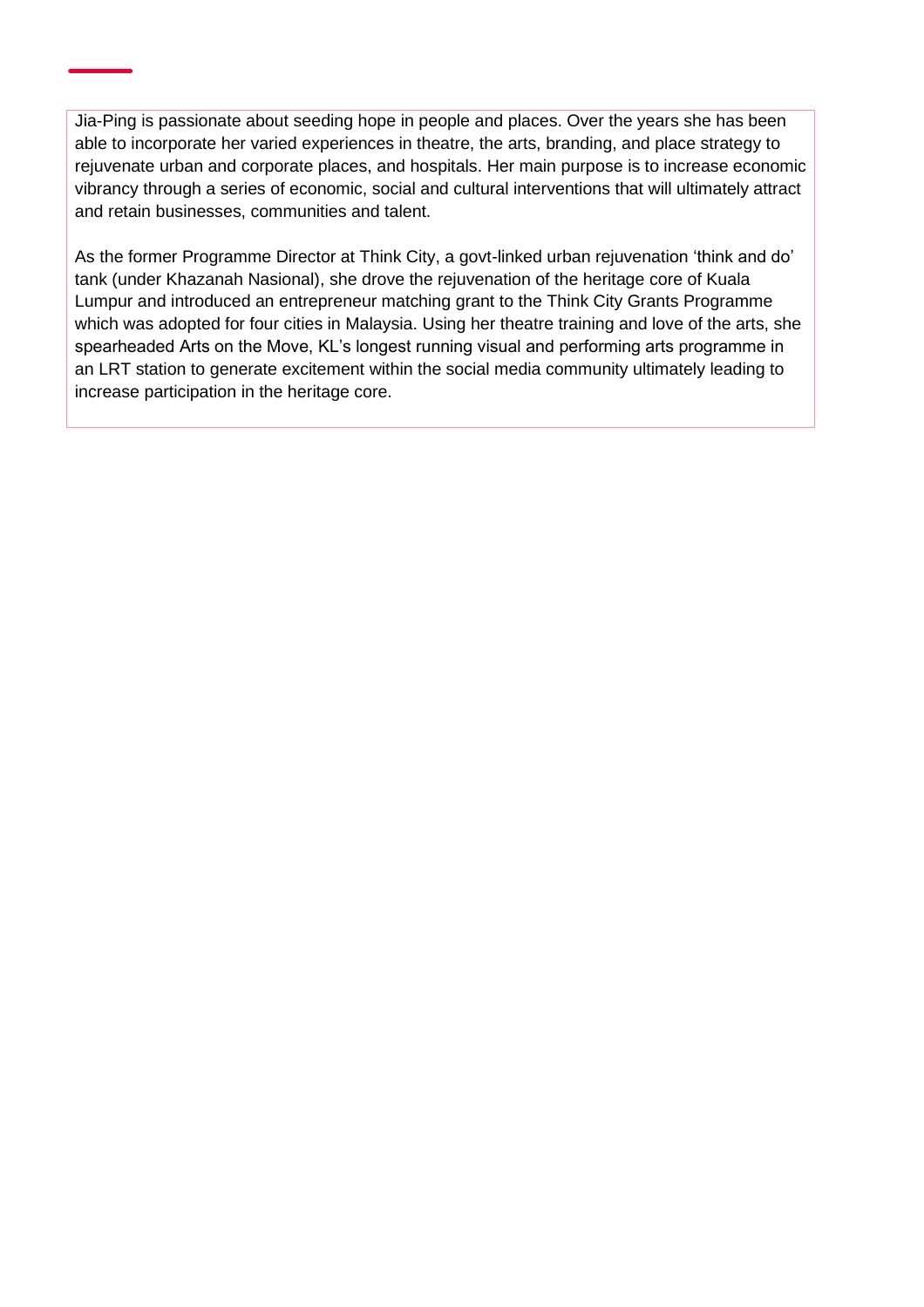Jia-Ping is passionate about seeding hope in people and places. Over the years she has been able to incorporate her varied experiences in theatre, the arts, branding, and place strategy to rejuvenate urban and corporate places, and hospitals. Her main purpose is to increase economic vibrancy through a series of economic, social and cultural interventions that will ultimately attract and retain businesses, communities and talent.

As the former Programme Director at Think City, a govt-linked urban rejuvenation 'think and do' tank (under Khazanah Nasional), she drove the rejuvenation of the heritage core of Kuala Lumpur and introduced an entrepreneur matching grant to the Think City Grants Programme which was adopted for four cities in Malaysia. Using her theatre training and love of the arts, she spearheaded Arts on the Move, KL's longest running visual and performing arts programme in an LRT station to generate excitement within the social media community ultimately leading to increase participation in the heritage core.